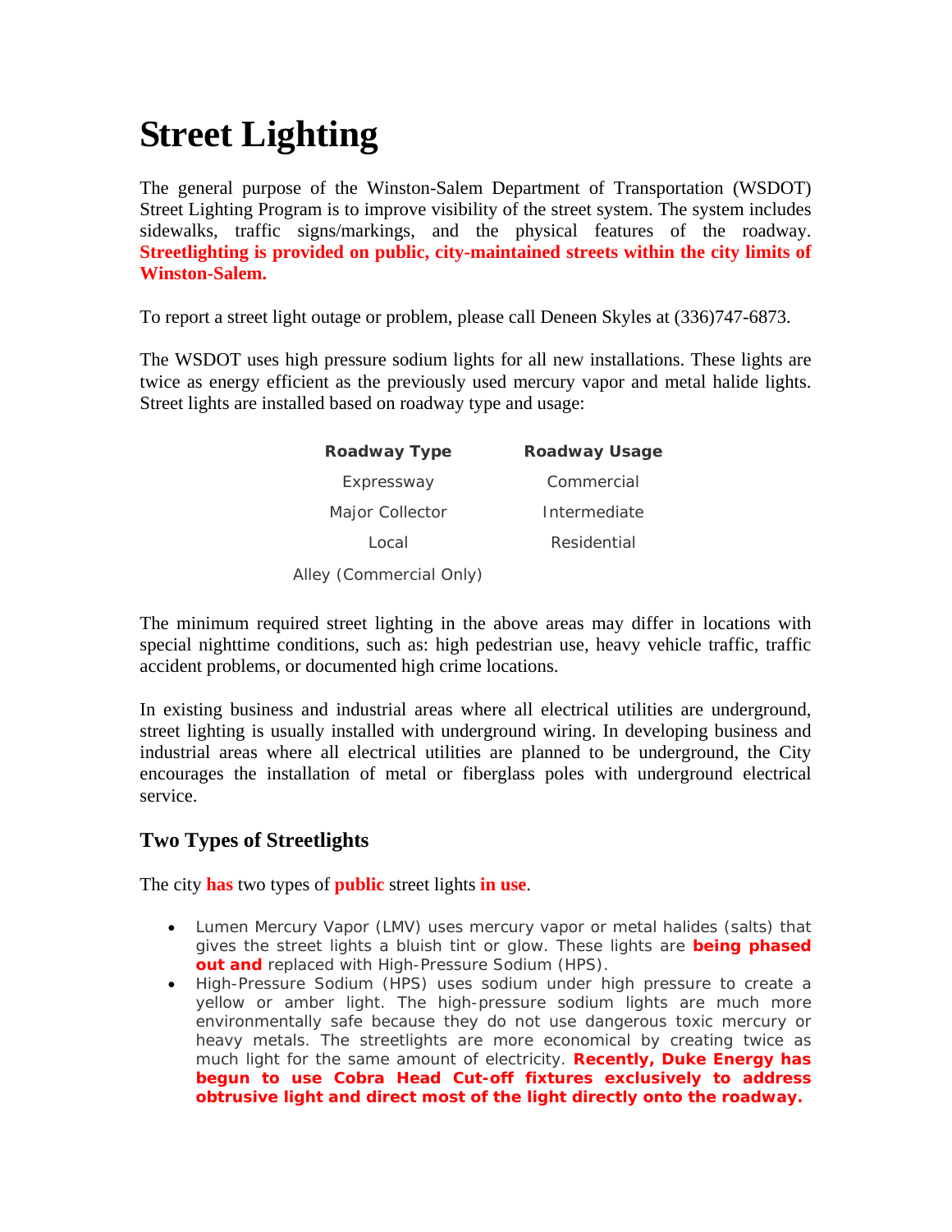# Street Lighting

The general purpose of the Winston-Salem Department of Transportation (WSDOT) Street Lighting Program is to improve visibility of the street system. The system includes sidewalks, traffic signs/markings, and the physical features of the roadway. **Streetlighting is provided on public, city-maintained streets within the city limits of Winston-Salem.**

To report a street light outage or problem, please call Deneen Skyles at (336)747-6873.

The WSDOT uses high pressure sodium lights for all new installations. These lights are twice as energy efficient as the previously used mercury vapor and metal halide lights. Street lights are installed based on roadway type and usage:

| Roadway Type | Roadway Usage |
|---|---|
| Expressway | Commercial |
| Major Collector | Intermediate |
| Local | Residential |
| Alley (Commercial Only) | |

The minimum required street lighting in the above areas may differ in locations with special nighttime conditions, such as: high pedestrian use, heavy vehicle traffic, traffic accident problems, or documented high crime locations.

In existing business and industrial areas where all electrical utilities are underground, street lighting is usually installed with underground wiring. In developing business and industrial areas where all electrical utilities are planned to be underground, the City encourages the installation of metal or fiberglass poles with underground electrical service.

## Two Types of Streetlights

The city **has** two types of **public** street lights **in use**.

- Lumen Mercury Vapor (LMV) uses mercury vapor or metal halides (salts) that gives the street lights a bluish tint or glow. These lights are **being phased out and** replaced with High-Pressure Sodium (HPS).
- High-Pressure Sodium (HPS) uses sodium under high pressure to create a yellow or amber light. The high-pressure sodium lights are much more environmentally safe because they do not use dangerous toxic mercury or heavy metals. The streetlights are more economical by creating twice as much light for the same amount of electricity. **Recently, Duke Energy has begun to use Cobra Head Cut-off fixtures exclusively to address obtrusive light and direct most of the light directly onto the roadway.**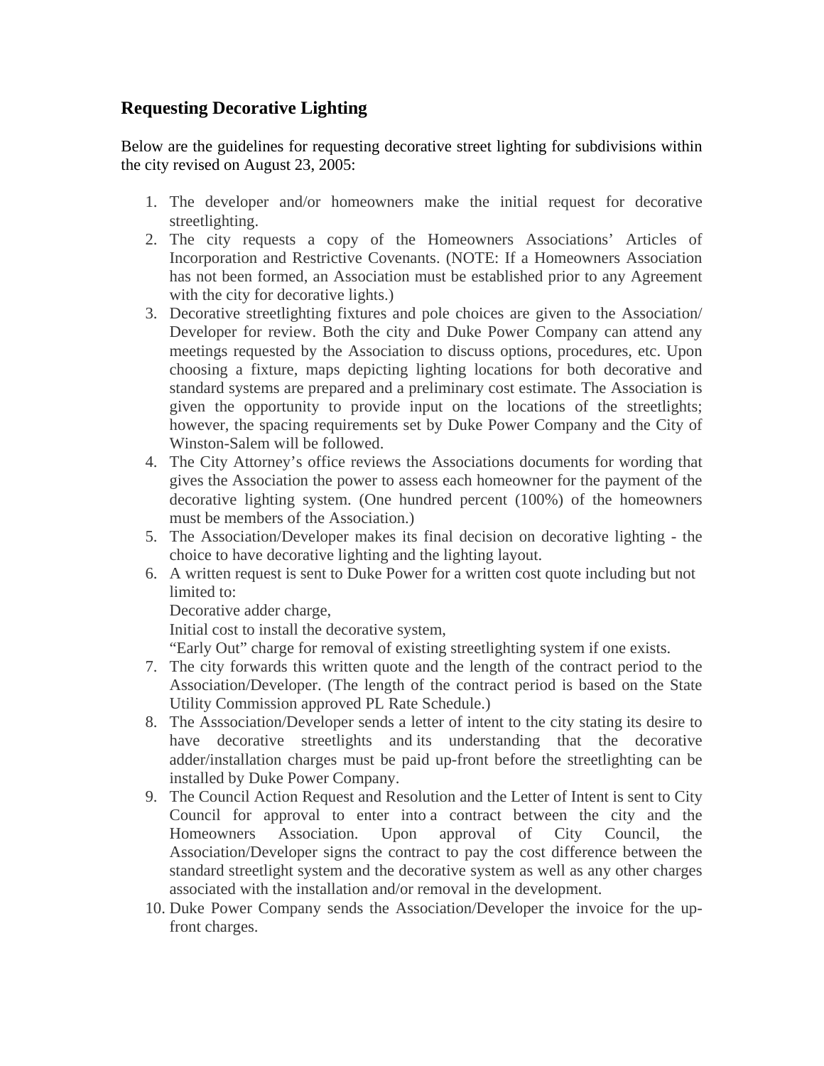## Requesting Decorative Lighting

Below are the guidelines for requesting decorative street lighting for subdivisions within the city revised on August 23, 2005:

1. The developer and/or homeowners make the initial request for decorative streetlighting.
2. The city requests a copy of the Homeowners Associations' Articles of Incorporation and Restrictive Covenants. (NOTE: If a Homeowners Association has not been formed, an Association must be established prior to any Agreement with the city for decorative lights.)
3. Decorative streetlighting fixtures and pole choices are given to the Association/ Developer for review. Both the city and Duke Power Company can attend any meetings requested by the Association to discuss options, procedures, etc. Upon choosing a fixture, maps depicting lighting locations for both decorative and standard systems are prepared and a preliminary cost estimate. The Association is given the opportunity to provide input on the locations of the streetlights; however, the spacing requirements set by Duke Power Company and the City of Winston-Salem will be followed.
4. The City Attorney's office reviews the Associations documents for wording that gives the Association the power to assess each homeowner for the payment of the decorative lighting system. (One hundred percent (100%) of the homeowners must be members of the Association.)
5. The Association/Developer makes its final decision on decorative lighting - the choice to have decorative lighting and the lighting layout.
6. A written request is sent to Duke Power for a written cost quote including but not limited to:
   Decorative adder charge,
   Initial cost to install the decorative system,
   "Early Out" charge for removal of existing streetlighting system if one exists.
7. The city forwards this written quote and the length of the contract period to the Association/Developer. (The length of the contract period is based on the State Utility Commission approved PL Rate Schedule.)
8. The Asssociation/Developer sends a letter of intent to the city stating its desire to have decorative streetlights and its understanding that the decorative adder/installation charges must be paid up-front before the streetlighting can be installed by Duke Power Company.
9. The Council Action Request and Resolution and the Letter of Intent is sent to City Council for approval to enter into a contract between the city and the Homeowners Association. Upon approval of City Council, the Association/Developer signs the contract to pay the cost difference between the standard streetlight system and the decorative system as well as any other charges associated with the installation and/or removal in the development.
10. Duke Power Company sends the Association/Developer the invoice for the up-front charges.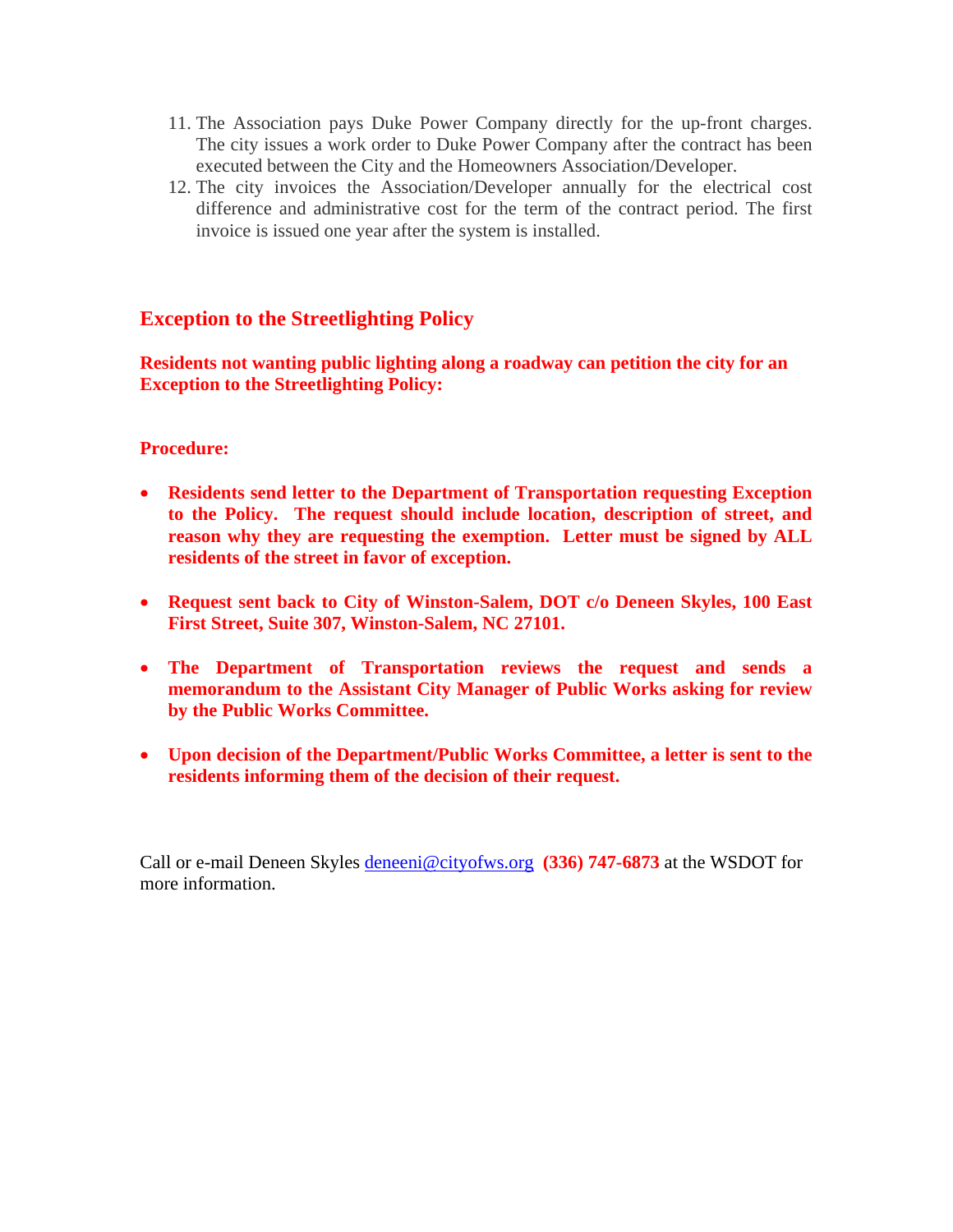11. The Association pays Duke Power Company directly for the up-front charges. The city issues a work order to Duke Power Company after the contract has been executed between the City and the Homeowners Association/Developer.
12. The city invoices the Association/Developer annually for the electrical cost difference and administrative cost for the term of the contract period. The first invoice is issued one year after the system is installed.

## Exception to the Streetlighting Policy

**Residents not wanting public lighting along a roadway can petition the city for an Exception to the Streetlighting Policy:**

**Procedure:**

- **Residents send letter to the Department of Transportation requesting Exception to the Policy. The request should include location, description of street, and reason why they are requesting the exemption. Letter must be signed by ALL residents of the street in favor of exception.**

- **Request sent back to City of Winston-Salem, DOT c/o Deneen Skyles, 100 East First Street, Suite 307, Winston-Salem, NC 27101.**

- **The Department of Transportation reviews the request and sends a memorandum to the Assistant City Manager of Public Works asking for review by the Public Works Committee.**

- **Upon decision of the Department/Public Works Committee, a letter is sent to the residents informing them of the decision of their request.**

Call or e-mail Deneen Skyles deneeni@cityofws.org **(336) 747-6873** at the WSDOT for more information.